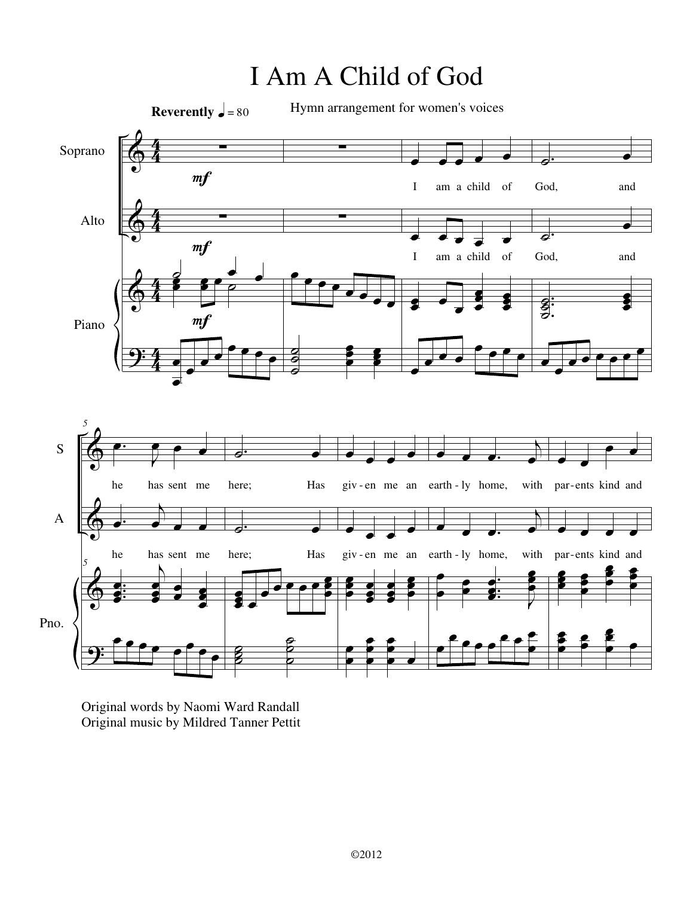# I Am A Child of God

Hymn arrangement for women's voices

Original words by Naomi Ward Randall
Original music by Mildred Tanner Pettit

©2012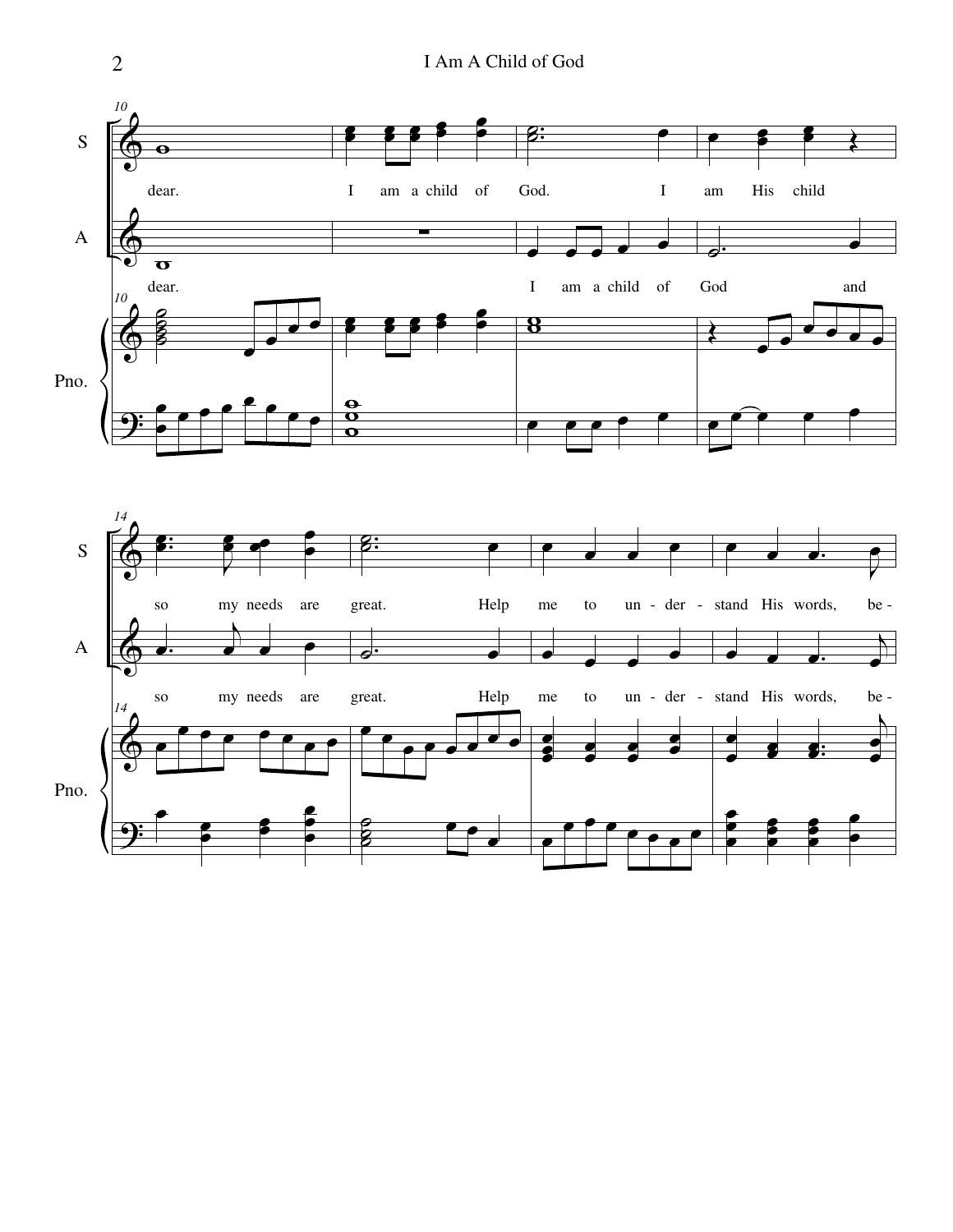S

dear. I am a child of God. I am His child so my needs are great. Help me to un - der - stand His words, be -

A

dear. I am a child of God and so my needs are great. Help me to un - der - stand His words, be -

Pno.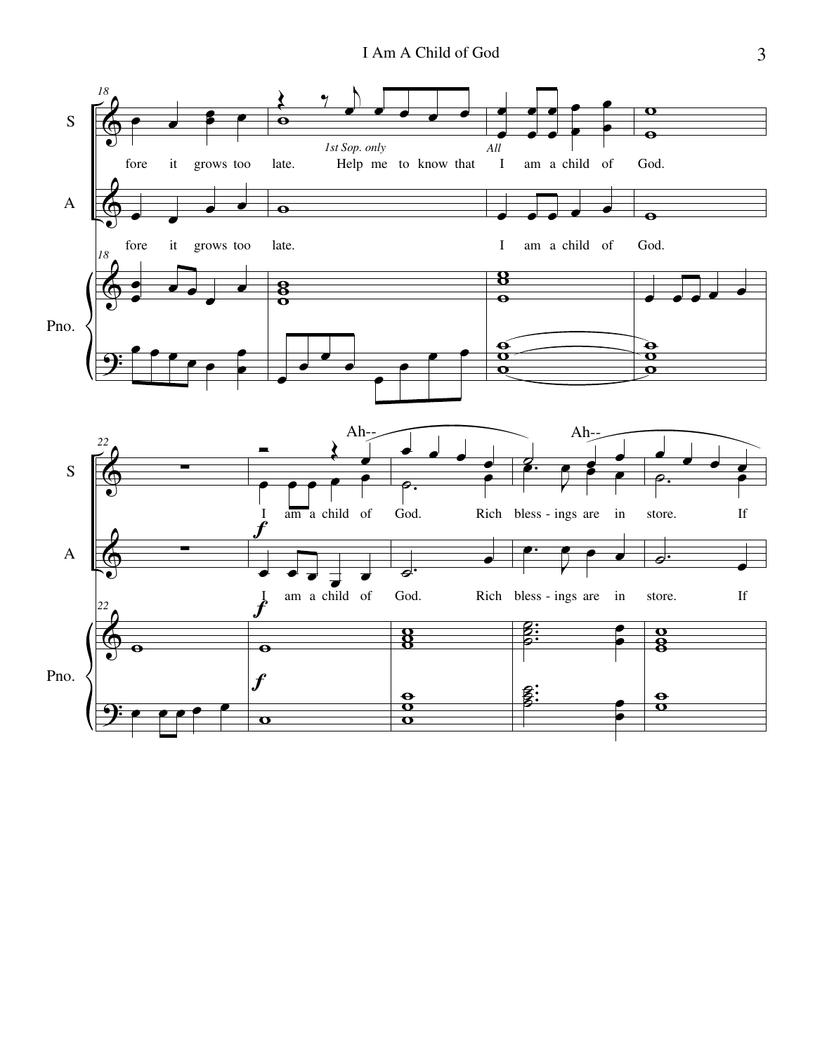S: fore it grows too late. Help me to know that I am a child of God.

*1st Sop. only* — *All*

A: fore it grows too late. I am a child of God.

Pno.

S: Ah-- Ah--

S: I am a child of God. Rich bless - ings are in store. If

A: ***f*** I am a child of God. Rich bless - ings are in store. If

Pno. ***f***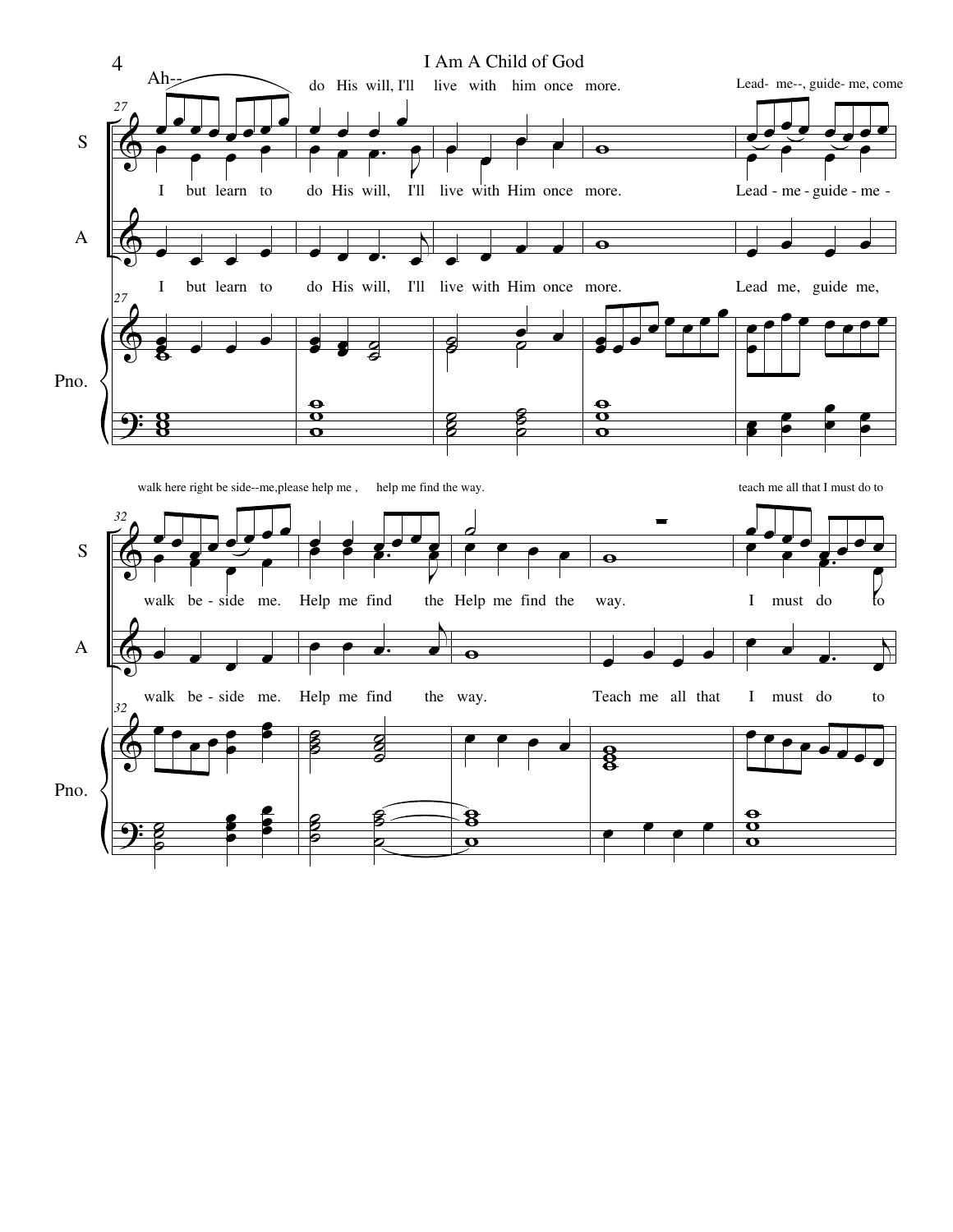Ah--

do His will, I'll live with him once more.

Lead- me--, guide- me, come

S

I but learn to do His will, I'll live with Him once more.

Lead - me - guide - me -

A

I but learn to do His will, I'll live with Him once more.

Lead me, guide me,

Pno.

walk here right be side--me,please help me , help me find the way.

teach me all that I must do to

S

walk be - side me. Help me find the Help me find the way.

I must do to

A

walk be - side me. Help me find the way.

Teach me all that I must do to

Pno.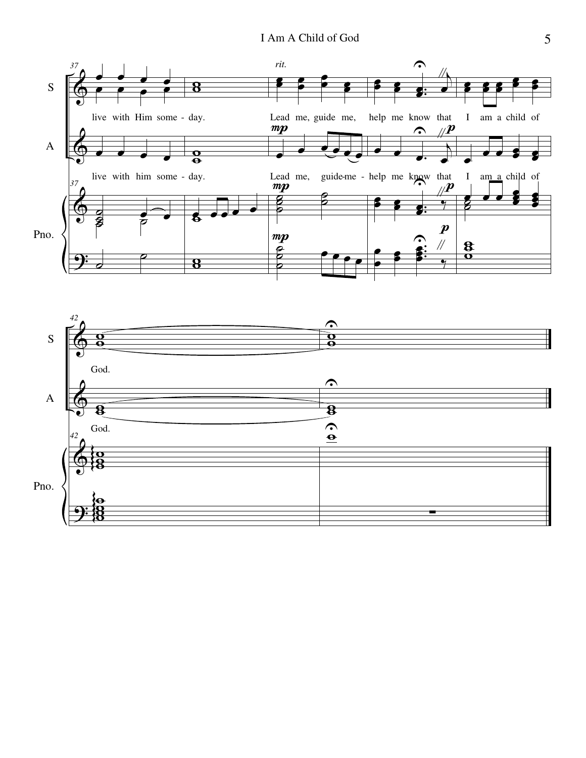S

live with Him some - day. Lead me, guide me, help me know that I am a child of

A

live with him some - day. Lead me, guide-me - help me know that I am a child of

Pno.

S

God.

A

God.

Pno.